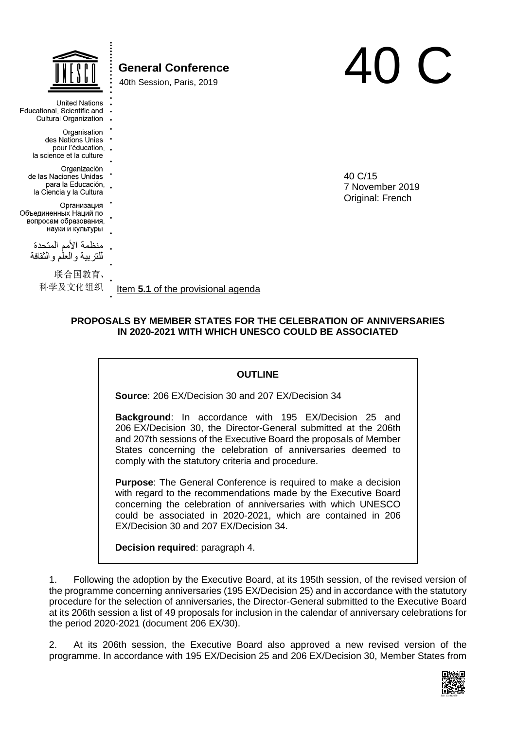United Nations Educational, Scientific and Cultural Organization

Organisation des Nations Unies pour l'éducation, la science et la culture

Organización de las Naciones Unidas para la Educación, la Ciencia y la Cultura

Организация Объединенных Наций по вопросам образования, науки и культуры

منظمة الأمم المتحدة للتربية والعلم والثقافة

联合国教育、科学及文化组织

**General Conference**

40th Session, Paris, 2019

# 40 C

40 C/15
7 November 2019
Original: French

Item **5.1** of the provisional agenda

## PROPOSALS BY MEMBER STATES FOR THE CELEBRATION OF ANNIVERSARIES IN 2020-2021 WITH WHICH UNESCO COULD BE ASSOCIATED

**OUTLINE**

**Source**: 206 EX/Decision 30 and 207 EX/Decision 34

**Background**: In accordance with 195 EX/Decision 25 and 206 EX/Decision 30, the Director-General submitted at the 206th and 207th sessions of the Executive Board the proposals of Member States concerning the celebration of anniversaries deemed to comply with the statutory criteria and procedure.

**Purpose**: The General Conference is required to make a decision with regard to the recommendations made by the Executive Board concerning the celebration of anniversaries with which UNESCO could be associated in 2020-2021, which are contained in 206 EX/Decision 30 and 207 EX/Decision 34.

**Decision required**: paragraph 4.

1. Following the adoption by the Executive Board, at its 195th session, of the revised version of the programme concerning anniversaries (195 EX/Decision 25) and in accordance with the statutory procedure for the selection of anniversaries, the Director-General submitted to the Executive Board at its 206th session a list of 49 proposals for inclusion in the calendar of anniversary celebrations for the period 2020-2021 (document 206 EX/30).

2. At its 206th session, the Executive Board also approved a new revised version of the programme. In accordance with 195 EX/Decision 25 and 206 EX/Decision 30, Member States from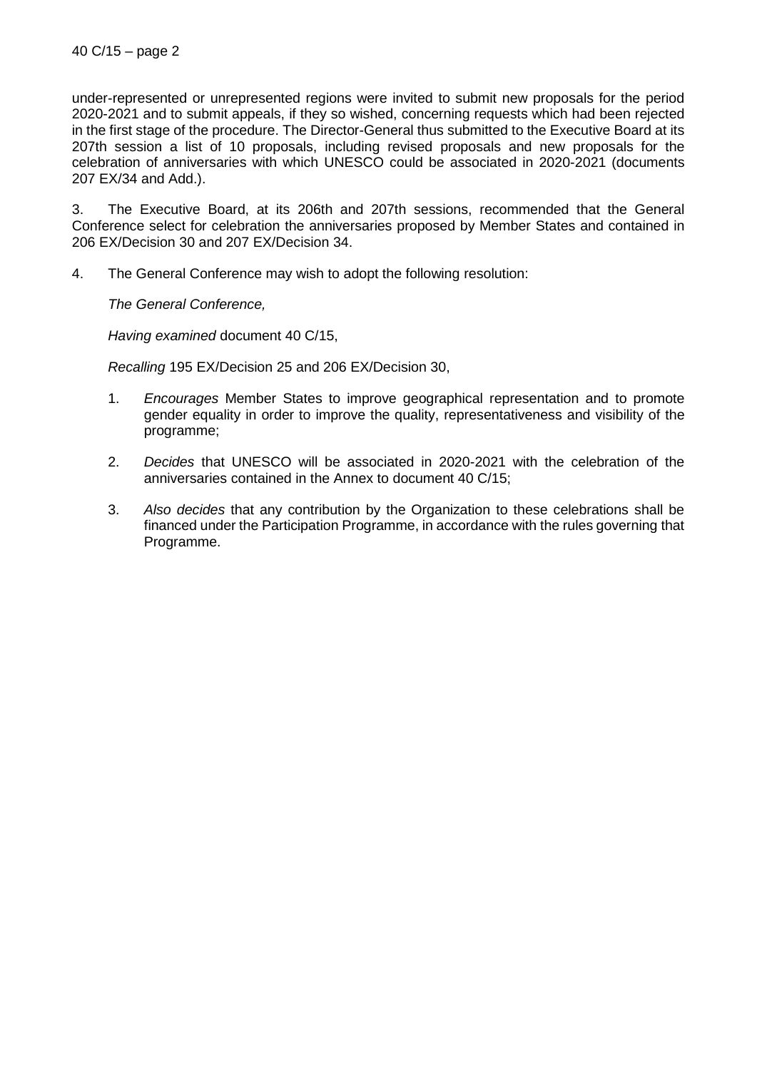under-represented or unrepresented regions were invited to submit new proposals for the period 2020-2021 and to submit appeals, if they so wished, concerning requests which had been rejected in the first stage of the procedure. The Director-General thus submitted to the Executive Board at its 207th session a list of 10 proposals, including revised proposals and new proposals for the celebration of anniversaries with which UNESCO could be associated in 2020-2021 (documents 207 EX/34 and Add.).

3. The Executive Board, at its 206th and 207th sessions, recommended that the General Conference select for celebration the anniversaries proposed by Member States and contained in 206 EX/Decision 30 and 207 EX/Decision 34.

4. The General Conference may wish to adopt the following resolution:

*The General Conference,*

*Having examined* document 40 C/15,

*Recalling* 195 EX/Decision 25 and 206 EX/Decision 30,

1. *Encourages* Member States to improve geographical representation and to promote gender equality in order to improve the quality, representativeness and visibility of the programme;

2. *Decides* that UNESCO will be associated in 2020-2021 with the celebration of the anniversaries contained in the Annex to document 40 C/15;

3. *Also decides* that any contribution by the Organization to these celebrations shall be financed under the Participation Programme, in accordance with the rules governing that Programme.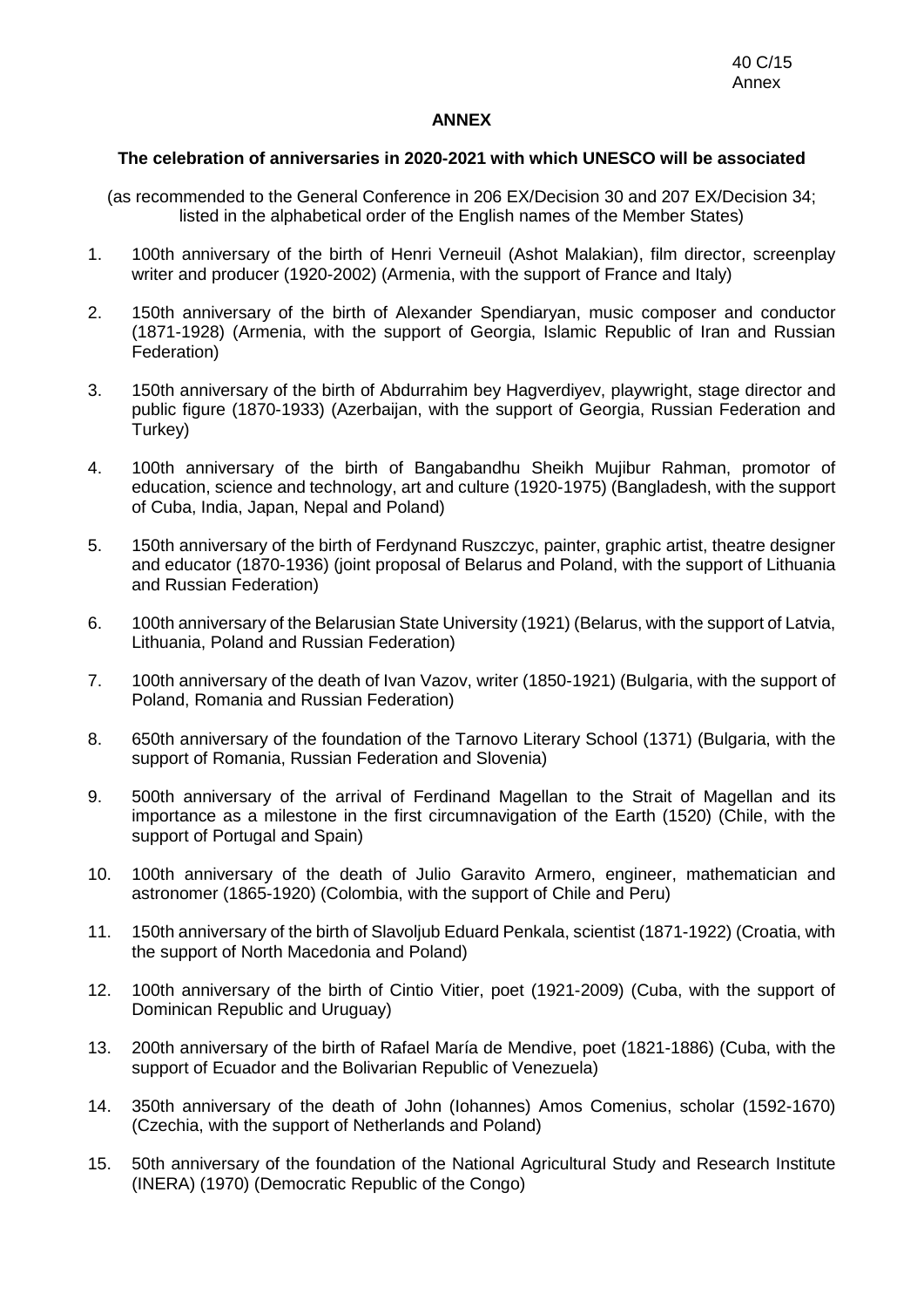**ANNEX**

**The celebration of anniversaries in 2020-2021 with which UNESCO will be associated**

(as recommended to the General Conference in 206 EX/Decision 30 and 207 EX/Decision 34; listed in the alphabetical order of the English names of the Member States)

1. 100th anniversary of the birth of Henri Verneuil (Ashot Malakian), film director, screenplay writer and producer (1920-2002) (Armenia, with the support of France and Italy)

2. 150th anniversary of the birth of Alexander Spendiaryan, music composer and conductor (1871-1928) (Armenia, with the support of Georgia, Islamic Republic of Iran and Russian Federation)

3. 150th anniversary of the birth of Abdurrahim bey Hagverdiyev, playwright, stage director and public figure (1870-1933) (Azerbaijan, with the support of Georgia, Russian Federation and Turkey)

4. 100th anniversary of the birth of Bangabandhu Sheikh Mujibur Rahman, promotor of education, science and technology, art and culture (1920-1975) (Bangladesh, with the support of Cuba, India, Japan, Nepal and Poland)

5. 150th anniversary of the birth of Ferdynand Ruszczyc, painter, graphic artist, theatre designer and educator (1870-1936) (joint proposal of Belarus and Poland, with the support of Lithuania and Russian Federation)

6. 100th anniversary of the Belarusian State University (1921) (Belarus, with the support of Latvia, Lithuania, Poland and Russian Federation)

7. 100th anniversary of the death of Ivan Vazov, writer (1850-1921) (Bulgaria, with the support of Poland, Romania and Russian Federation)

8. 650th anniversary of the foundation of the Tarnovo Literary School (1371) (Bulgaria, with the support of Romania, Russian Federation and Slovenia)

9. 500th anniversary of the arrival of Ferdinand Magellan to the Strait of Magellan and its importance as a milestone in the first circumnavigation of the Earth (1520) (Chile, with the support of Portugal and Spain)

10. 100th anniversary of the death of Julio Garavito Armero, engineer, mathematician and astronomer (1865-1920) (Colombia, with the support of Chile and Peru)

11. 150th anniversary of the birth of Slavoljub Eduard Penkala, scientist (1871-1922) (Croatia, with the support of North Macedonia and Poland)

12. 100th anniversary of the birth of Cintio Vitier, poet (1921-2009) (Cuba, with the support of Dominican Republic and Uruguay)

13. 200th anniversary of the birth of Rafael María de Mendive, poet (1821-1886) (Cuba, with the support of Ecuador and the Bolivarian Republic of Venezuela)

14. 350th anniversary of the death of John (Iohannes) Amos Comenius, scholar (1592-1670) (Czechia, with the support of Netherlands and Poland)

15. 50th anniversary of the foundation of the National Agricultural Study and Research Institute (INERA) (1970) (Democratic Republic of the Congo)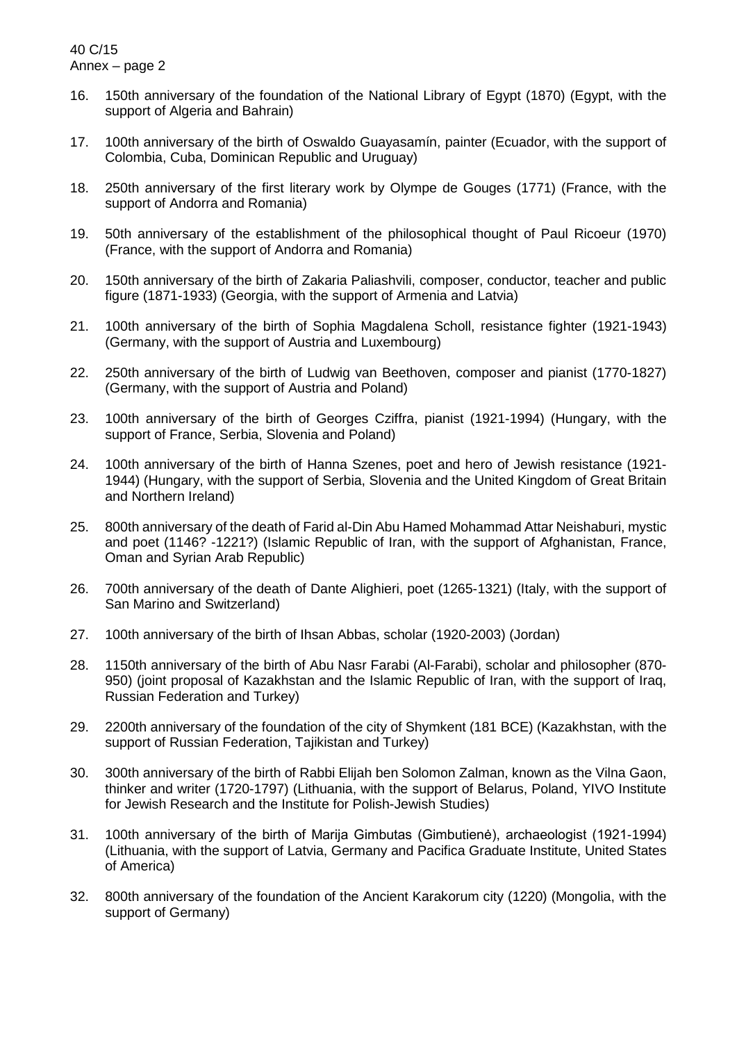16. 150th anniversary of the foundation of the National Library of Egypt (1870) (Egypt, with the support of Algeria and Bahrain)

17. 100th anniversary of the birth of Oswaldo Guayasamín, painter (Ecuador, with the support of Colombia, Cuba, Dominican Republic and Uruguay)

18. 250th anniversary of the first literary work by Olympe de Gouges (1771) (France, with the support of Andorra and Romania)

19. 50th anniversary of the establishment of the philosophical thought of Paul Ricoeur (1970) (France, with the support of Andorra and Romania)

20. 150th anniversary of the birth of Zakaria Paliashvili, composer, conductor, teacher and public figure (1871-1933) (Georgia, with the support of Armenia and Latvia)

21. 100th anniversary of the birth of Sophia Magdalena Scholl, resistance fighter (1921-1943) (Germany, with the support of Austria and Luxembourg)

22. 250th anniversary of the birth of Ludwig van Beethoven, composer and pianist (1770-1827) (Germany, with the support of Austria and Poland)

23. 100th anniversary of the birth of Georges Cziffra, pianist (1921-1994) (Hungary, with the support of France, Serbia, Slovenia and Poland)

24. 100th anniversary of the birth of Hanna Szenes, poet and hero of Jewish resistance (1921-1944) (Hungary, with the support of Serbia, Slovenia and the United Kingdom of Great Britain and Northern Ireland)

25. 800th anniversary of the death of Farid al-Din Abu Hamed Mohammad Attar Neishaburi, mystic and poet (1146? -1221?) (Islamic Republic of Iran, with the support of Afghanistan, France, Oman and Syrian Arab Republic)

26. 700th anniversary of the death of Dante Alighieri, poet (1265-1321) (Italy, with the support of San Marino and Switzerland)

27. 100th anniversary of the birth of Ihsan Abbas, scholar (1920-2003) (Jordan)

28. 1150th anniversary of the birth of Abu Nasr Farabi (Al-Farabi), scholar and philosopher (870-950) (joint proposal of Kazakhstan and the Islamic Republic of Iran, with the support of Iraq, Russian Federation and Turkey)

29. 2200th anniversary of the foundation of the city of Shymkent (181 BCE) (Kazakhstan, with the support of Russian Federation, Tajikistan and Turkey)

30. 300th anniversary of the birth of Rabbi Elijah ben Solomon Zalman, known as the Vilna Gaon, thinker and writer (1720-1797) (Lithuania, with the support of Belarus, Poland, YIVO Institute for Jewish Research and the Institute for Polish-Jewish Studies)

31. 100th anniversary of the birth of Marija Gimbutas (Gimbutienė), archaeologist (1921-1994) (Lithuania, with the support of Latvia, Germany and Pacifica Graduate Institute, United States of America)

32. 800th anniversary of the foundation of the Ancient Karakorum city (1220) (Mongolia, with the support of Germany)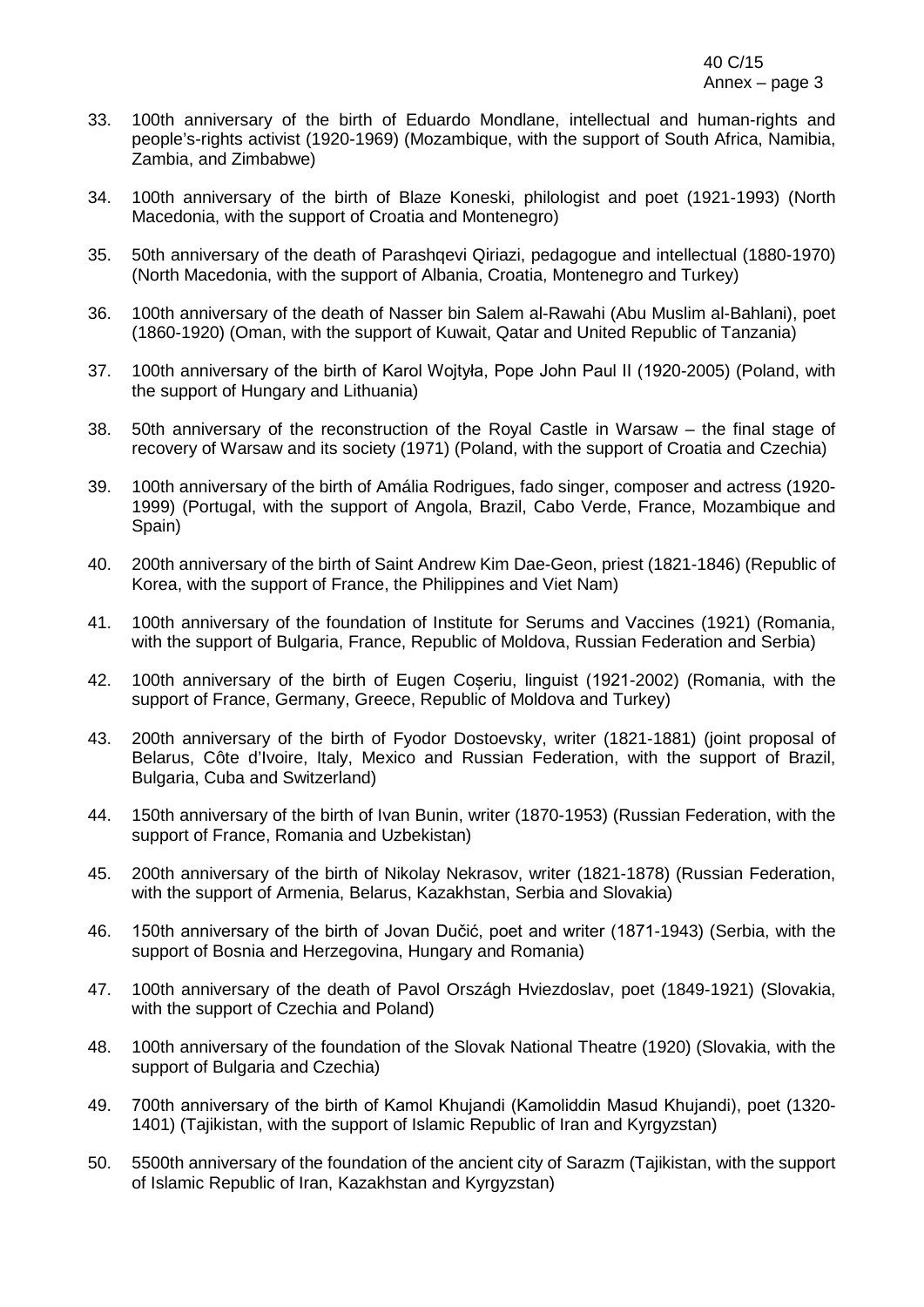33. 100th anniversary of the birth of Eduardo Mondlane, intellectual and human-rights and people's-rights activist (1920-1969) (Mozambique, with the support of South Africa, Namibia, Zambia, and Zimbabwe)

34. 100th anniversary of the birth of Blaze Koneski, philologist and poet (1921-1993) (North Macedonia, with the support of Croatia and Montenegro)

35. 50th anniversary of the death of Parashqevi Qiriazi, pedagogue and intellectual (1880-1970) (North Macedonia, with the support of Albania, Croatia, Montenegro and Turkey)

36. 100th anniversary of the death of Nasser bin Salem al-Rawahi (Abu Muslim al-Bahlani), poet (1860-1920) (Oman, with the support of Kuwait, Qatar and United Republic of Tanzania)

37. 100th anniversary of the birth of Karol Wojtyła, Pope John Paul II (1920-2005) (Poland, with the support of Hungary and Lithuania)

38. 50th anniversary of the reconstruction of the Royal Castle in Warsaw – the final stage of recovery of Warsaw and its society (1971) (Poland, with the support of Croatia and Czechia)

39. 100th anniversary of the birth of Amália Rodrigues, fado singer, composer and actress (1920-1999) (Portugal, with the support of Angola, Brazil, Cabo Verde, France, Mozambique and Spain)

40. 200th anniversary of the birth of Saint Andrew Kim Dae-Geon, priest (1821-1846) (Republic of Korea, with the support of France, the Philippines and Viet Nam)

41. 100th anniversary of the foundation of Institute for Serums and Vaccines (1921) (Romania, with the support of Bulgaria, France, Republic of Moldova, Russian Federation and Serbia)

42. 100th anniversary of the birth of Eugen Coșeriu, linguist (1921-2002) (Romania, with the support of France, Germany, Greece, Republic of Moldova and Turkey)

43. 200th anniversary of the birth of Fyodor Dostoevsky, writer (1821-1881) (joint proposal of Belarus, Côte d'Ivoire, Italy, Mexico and Russian Federation, with the support of Brazil, Bulgaria, Cuba and Switzerland)

44. 150th anniversary of the birth of Ivan Bunin, writer (1870-1953) (Russian Federation, with the support of France, Romania and Uzbekistan)

45. 200th anniversary of the birth of Nikolay Nekrasov, writer (1821-1878) (Russian Federation, with the support of Armenia, Belarus, Kazakhstan, Serbia and Slovakia)

46. 150th anniversary of the birth of Jovan Dučić, poet and writer (1871-1943) (Serbia, with the support of Bosnia and Herzegovina, Hungary and Romania)

47. 100th anniversary of the death of Pavol Országh Hviezdoslav, poet (1849-1921) (Slovakia, with the support of Czechia and Poland)

48. 100th anniversary of the foundation of the Slovak National Theatre (1920) (Slovakia, with the support of Bulgaria and Czechia)

49. 700th anniversary of the birth of Kamol Khujandi (Kamoliddin Masud Khujandi), poet (1320-1401) (Tajikistan, with the support of Islamic Republic of Iran and Kyrgyzstan)

50. 5500th anniversary of the foundation of the ancient city of Sarazm (Tajikistan, with the support of Islamic Republic of Iran, Kazakhstan and Kyrgyzstan)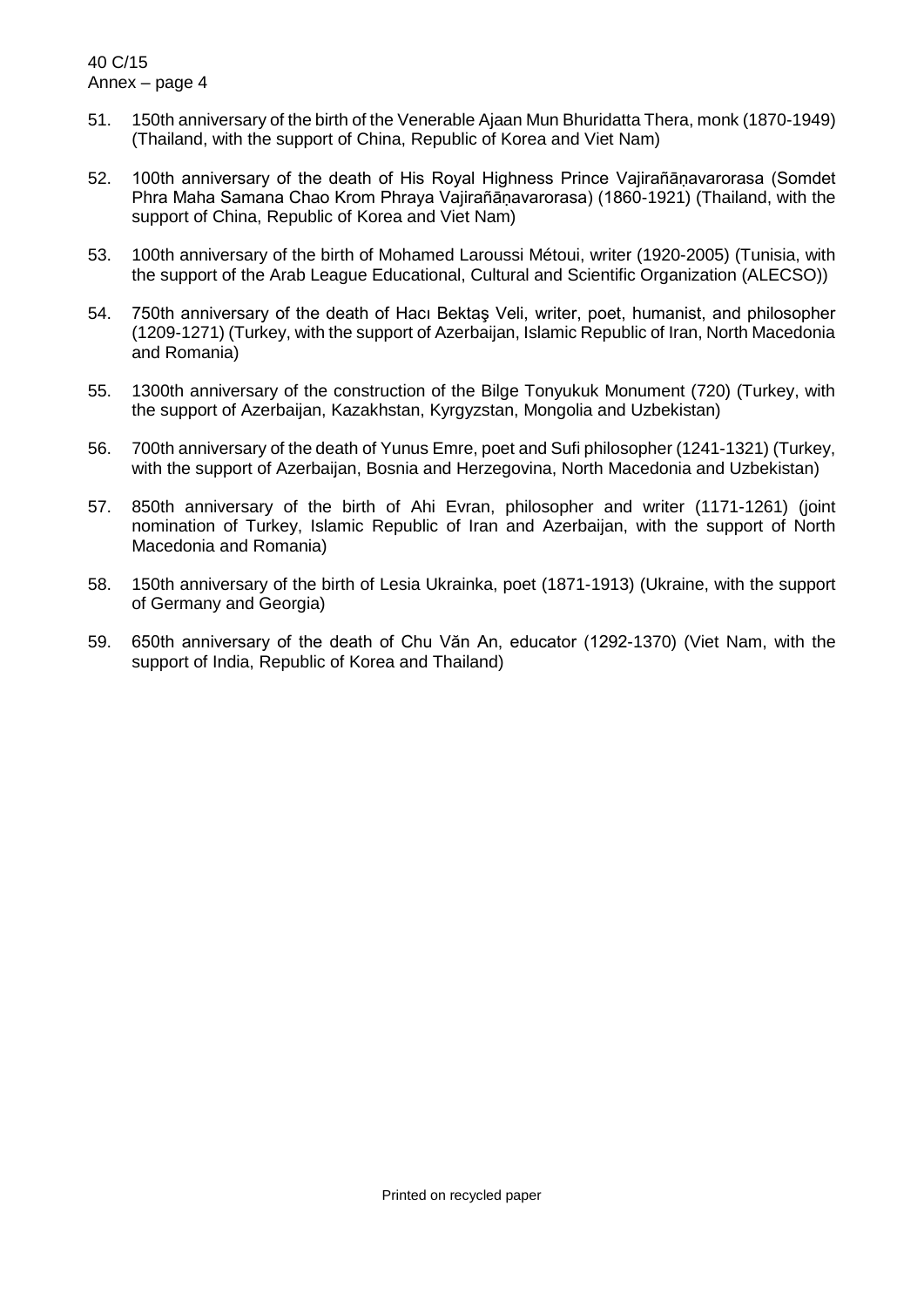51. 150th anniversary of the birth of the Venerable Ajaan Mun Bhuridatta Thera, monk (1870-1949) (Thailand, with the support of China, Republic of Korea and Viet Nam)

52. 100th anniversary of the death of His Royal Highness Prince Vajirañāṇavarorasa (Somdet Phra Maha Samana Chao Krom Phraya Vajirañāṇavarorasa) (1860-1921) (Thailand, with the support of China, Republic of Korea and Viet Nam)

53. 100th anniversary of the birth of Mohamed Laroussi Métoui, writer (1920-2005) (Tunisia, with the support of the Arab League Educational, Cultural and Scientific Organization (ALECSO))

54. 750th anniversary of the death of Hacı Bektaş Veli, writer, poet, humanist, and philosopher (1209-1271) (Turkey, with the support of Azerbaijan, Islamic Republic of Iran, North Macedonia and Romania)

55. 1300th anniversary of the construction of the Bilge Tonyukuk Monument (720) (Turkey, with the support of Azerbaijan, Kazakhstan, Kyrgyzstan, Mongolia and Uzbekistan)

56. 700th anniversary of the death of Yunus Emre, poet and Sufi philosopher (1241-1321) (Turkey, with the support of Azerbaijan, Bosnia and Herzegovina, North Macedonia and Uzbekistan)

57. 850th anniversary of the birth of Ahi Evran, philosopher and writer (1171-1261) (joint nomination of Turkey, Islamic Republic of Iran and Azerbaijan, with the support of North Macedonia and Romania)

58. 150th anniversary of the birth of Lesia Ukrainka, poet (1871-1913) (Ukraine, with the support of Germany and Georgia)

59. 650th anniversary of the death of Chu Văn An, educator (1292-1370) (Viet Nam, with the support of India, Republic of Korea and Thailand)

Printed on recycled paper